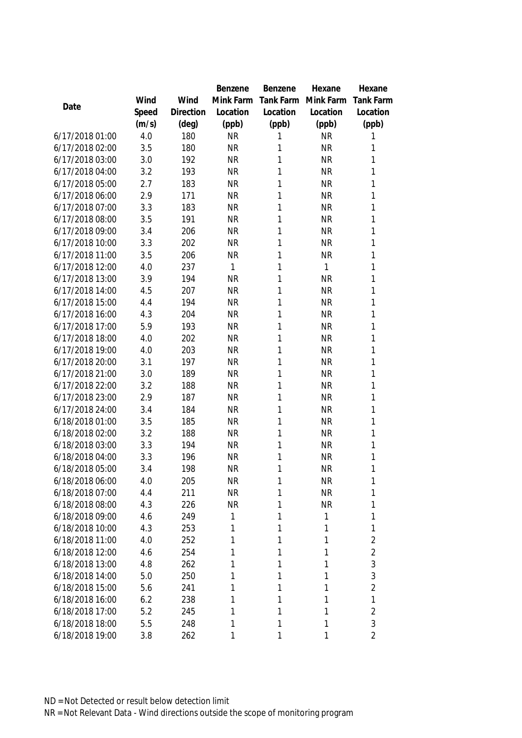| Date | Wind Speed (m/s) | Wind Direction (deg) | Benzene Mink Farm Location (ppb) | Benzene Tank Farm Location (ppb) | Hexane Mink Farm Location (ppb) | Hexane Tank Farm Location (ppb) |
|---|---|---|---|---|---|---|
| 6/17/2018 01:00 | 4.0 | 180 | NR | 1 | NR | 1 |
| 6/17/2018 02:00 | 3.5 | 180 | NR | 1 | NR | 1 |
| 6/17/2018 03:00 | 3.0 | 192 | NR | 1 | NR | 1 |
| 6/17/2018 04:00 | 3.2 | 193 | NR | 1 | NR | 1 |
| 6/17/2018 05:00 | 2.7 | 183 | NR | 1 | NR | 1 |
| 6/17/2018 06:00 | 2.9 | 171 | NR | 1 | NR | 1 |
| 6/17/2018 07:00 | 3.3 | 183 | NR | 1 | NR | 1 |
| 6/17/2018 08:00 | 3.5 | 191 | NR | 1 | NR | 1 |
| 6/17/2018 09:00 | 3.4 | 206 | NR | 1 | NR | 1 |
| 6/17/2018 10:00 | 3.3 | 202 | NR | 1 | NR | 1 |
| 6/17/2018 11:00 | 3.5 | 206 | NR | 1 | NR | 1 |
| 6/17/2018 12:00 | 4.0 | 237 | 1 | 1 | 1 | 1 |
| 6/17/2018 13:00 | 3.9 | 194 | NR | 1 | NR | 1 |
| 6/17/2018 14:00 | 4.5 | 207 | NR | 1 | NR | 1 |
| 6/17/2018 15:00 | 4.4 | 194 | NR | 1 | NR | 1 |
| 6/17/2018 16:00 | 4.3 | 204 | NR | 1 | NR | 1 |
| 6/17/2018 17:00 | 5.9 | 193 | NR | 1 | NR | 1 |
| 6/17/2018 18:00 | 4.0 | 202 | NR | 1 | NR | 1 |
| 6/17/2018 19:00 | 4.0 | 203 | NR | 1 | NR | 1 |
| 6/17/2018 20:00 | 3.1 | 197 | NR | 1 | NR | 1 |
| 6/17/2018 21:00 | 3.0 | 189 | NR | 1 | NR | 1 |
| 6/17/2018 22:00 | 3.2 | 188 | NR | 1 | NR | 1 |
| 6/17/2018 23:00 | 2.9 | 187 | NR | 1 | NR | 1 |
| 6/17/2018 24:00 | 3.4 | 184 | NR | 1 | NR | 1 |
| 6/18/2018 01:00 | 3.5 | 185 | NR | 1 | NR | 1 |
| 6/18/2018 02:00 | 3.2 | 188 | NR | 1 | NR | 1 |
| 6/18/2018 03:00 | 3.3 | 194 | NR | 1 | NR | 1 |
| 6/18/2018 04:00 | 3.3 | 196 | NR | 1 | NR | 1 |
| 6/18/2018 05:00 | 3.4 | 198 | NR | 1 | NR | 1 |
| 6/18/2018 06:00 | 4.0 | 205 | NR | 1 | NR | 1 |
| 6/18/2018 07:00 | 4.4 | 211 | NR | 1 | NR | 1 |
| 6/18/2018 08:00 | 4.3 | 226 | NR | 1 | NR | 1 |
| 6/18/2018 09:00 | 4.6 | 249 | 1 | 1 | 1 | 1 |
| 6/18/2018 10:00 | 4.3 | 253 | 1 | 1 | 1 | 1 |
| 6/18/2018 11:00 | 4.0 | 252 | 1 | 1 | 1 | 2 |
| 6/18/2018 12:00 | 4.6 | 254 | 1 | 1 | 1 | 2 |
| 6/18/2018 13:00 | 4.8 | 262 | 1 | 1 | 1 | 3 |
| 6/18/2018 14:00 | 5.0 | 250 | 1 | 1 | 1 | 3 |
| 6/18/2018 15:00 | 5.6 | 241 | 1 | 1 | 1 | 2 |
| 6/18/2018 16:00 | 6.2 | 238 | 1 | 1 | 1 | 1 |
| 6/18/2018 17:00 | 5.2 | 245 | 1 | 1 | 1 | 2 |
| 6/18/2018 18:00 | 5.5 | 248 | 1 | 1 | 1 | 3 |
| 6/18/2018 19:00 | 3.8 | 262 | 1 | 1 | 1 | 2 |

ND = Not Detected or result below detection limit
NR = Not Relevant Data - Wind directions outside the scope of monitoring program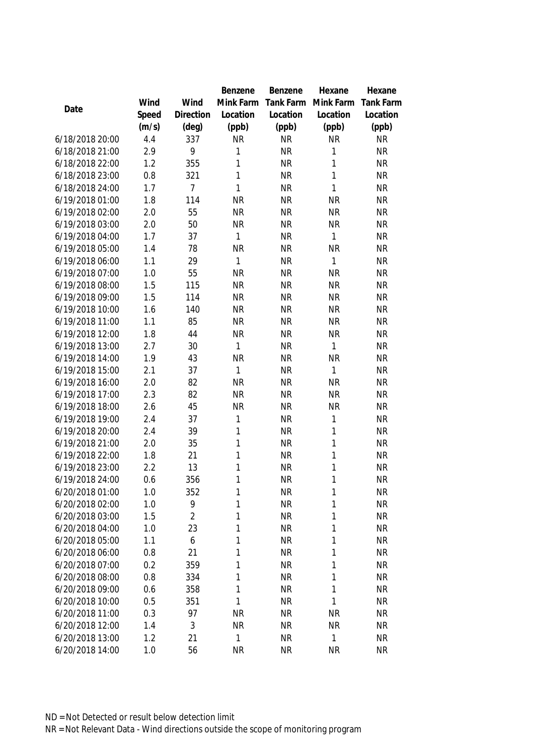| Date | Wind Speed (m/s) | Wind Direction (deg) | Benzene Mink Farm Location (ppb) | Benzene Tank Farm Location (ppb) | Hexane Mink Farm Location (ppb) | Hexane Tank Farm Location (ppb) |
|---|---|---|---|---|---|---|
| 6/18/2018 20:00 | 4.4 | 337 | NR | NR | NR | NR |
| 6/18/2018 21:00 | 2.9 | 9 | 1 | NR | 1 | NR |
| 6/18/2018 22:00 | 1.2 | 355 | 1 | NR | 1 | NR |
| 6/18/2018 23:00 | 0.8 | 321 | 1 | NR | 1 | NR |
| 6/18/2018 24:00 | 1.7 | 7 | 1 | NR | 1 | NR |
| 6/19/2018 01:00 | 1.8 | 114 | NR | NR | NR | NR |
| 6/19/2018 02:00 | 2.0 | 55 | NR | NR | NR | NR |
| 6/19/2018 03:00 | 2.0 | 50 | NR | NR | NR | NR |
| 6/19/2018 04:00 | 1.7 | 37 | 1 | NR | 1 | NR |
| 6/19/2018 05:00 | 1.4 | 78 | NR | NR | NR | NR |
| 6/19/2018 06:00 | 1.1 | 29 | 1 | NR | 1 | NR |
| 6/19/2018 07:00 | 1.0 | 55 | NR | NR | NR | NR |
| 6/19/2018 08:00 | 1.5 | 115 | NR | NR | NR | NR |
| 6/19/2018 09:00 | 1.5 | 114 | NR | NR | NR | NR |
| 6/19/2018 10:00 | 1.6 | 140 | NR | NR | NR | NR |
| 6/19/2018 11:00 | 1.1 | 85 | NR | NR | NR | NR |
| 6/19/2018 12:00 | 1.8 | 44 | NR | NR | NR | NR |
| 6/19/2018 13:00 | 2.7 | 30 | 1 | NR | 1 | NR |
| 6/19/2018 14:00 | 1.9 | 43 | NR | NR | NR | NR |
| 6/19/2018 15:00 | 2.1 | 37 | 1 | NR | 1 | NR |
| 6/19/2018 16:00 | 2.0 | 82 | NR | NR | NR | NR |
| 6/19/2018 17:00 | 2.3 | 82 | NR | NR | NR | NR |
| 6/19/2018 18:00 | 2.6 | 45 | NR | NR | NR | NR |
| 6/19/2018 19:00 | 2.4 | 37 | 1 | NR | 1 | NR |
| 6/19/2018 20:00 | 2.4 | 39 | 1 | NR | 1 | NR |
| 6/19/2018 21:00 | 2.0 | 35 | 1 | NR | 1 | NR |
| 6/19/2018 22:00 | 1.8 | 21 | 1 | NR | 1 | NR |
| 6/19/2018 23:00 | 2.2 | 13 | 1 | NR | 1 | NR |
| 6/19/2018 24:00 | 0.6 | 356 | 1 | NR | 1 | NR |
| 6/20/2018 01:00 | 1.0 | 352 | 1 | NR | 1 | NR |
| 6/20/2018 02:00 | 1.0 | 9 | 1 | NR | 1 | NR |
| 6/20/2018 03:00 | 1.5 | 2 | 1 | NR | 1 | NR |
| 6/20/2018 04:00 | 1.0 | 23 | 1 | NR | 1 | NR |
| 6/20/2018 05:00 | 1.1 | 6 | 1 | NR | 1 | NR |
| 6/20/2018 06:00 | 0.8 | 21 | 1 | NR | 1 | NR |
| 6/20/2018 07:00 | 0.2 | 359 | 1 | NR | 1 | NR |
| 6/20/2018 08:00 | 0.8 | 334 | 1 | NR | 1 | NR |
| 6/20/2018 09:00 | 0.6 | 358 | 1 | NR | 1 | NR |
| 6/20/2018 10:00 | 0.5 | 351 | 1 | NR | 1 | NR |
| 6/20/2018 11:00 | 0.3 | 97 | NR | NR | NR | NR |
| 6/20/2018 12:00 | 1.4 | 3 | NR | NR | NR | NR |
| 6/20/2018 13:00 | 1.2 | 21 | 1 | NR | 1 | NR |
| 6/20/2018 14:00 | 1.0 | 56 | NR | NR | NR | NR |

ND = Not Detected or result below detection limit

NR = Not Relevant Data - Wind directions outside the scope of monitoring program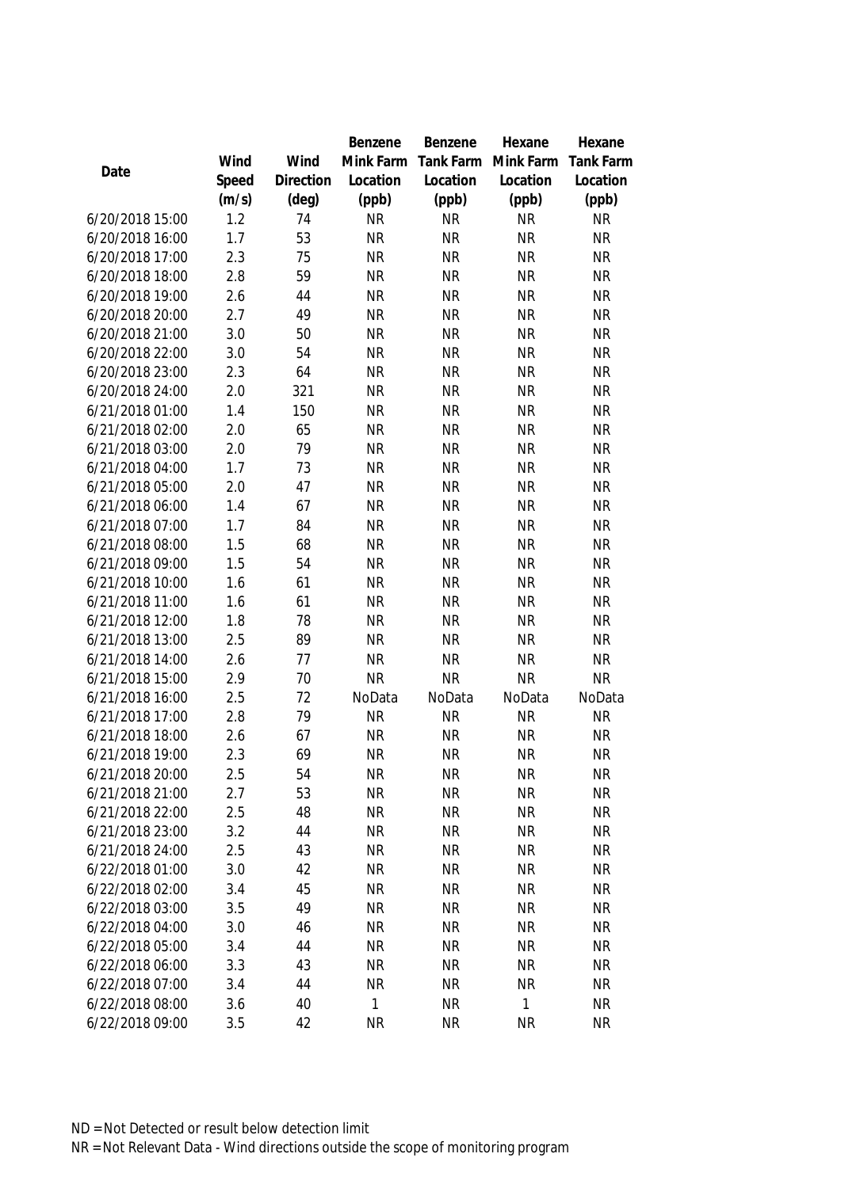| Date | Wind Speed (m/s) | Wind Direction (deg) | Benzene Mink Farm Location (ppb) | Benzene Tank Farm Location (ppb) | Hexane Mink Farm Location (ppb) | Hexane Tank Farm Location (ppb) |
|---|---|---|---|---|---|---|
| 6/20/2018 15:00 | 1.2 | 74 | NR | NR | NR | NR |
| 6/20/2018 16:00 | 1.7 | 53 | NR | NR | NR | NR |
| 6/20/2018 17:00 | 2.3 | 75 | NR | NR | NR | NR |
| 6/20/2018 18:00 | 2.8 | 59 | NR | NR | NR | NR |
| 6/20/2018 19:00 | 2.6 | 44 | NR | NR | NR | NR |
| 6/20/2018 20:00 | 2.7 | 49 | NR | NR | NR | NR |
| 6/20/2018 21:00 | 3.0 | 50 | NR | NR | NR | NR |
| 6/20/2018 22:00 | 3.0 | 54 | NR | NR | NR | NR |
| 6/20/2018 23:00 | 2.3 | 64 | NR | NR | NR | NR |
| 6/20/2018 24:00 | 2.0 | 321 | NR | NR | NR | NR |
| 6/21/2018 01:00 | 1.4 | 150 | NR | NR | NR | NR |
| 6/21/2018 02:00 | 2.0 | 65 | NR | NR | NR | NR |
| 6/21/2018 03:00 | 2.0 | 79 | NR | NR | NR | NR |
| 6/21/2018 04:00 | 1.7 | 73 | NR | NR | NR | NR |
| 6/21/2018 05:00 | 2.0 | 47 | NR | NR | NR | NR |
| 6/21/2018 06:00 | 1.4 | 67 | NR | NR | NR | NR |
| 6/21/2018 07:00 | 1.7 | 84 | NR | NR | NR | NR |
| 6/21/2018 08:00 | 1.5 | 68 | NR | NR | NR | NR |
| 6/21/2018 09:00 | 1.5 | 54 | NR | NR | NR | NR |
| 6/21/2018 10:00 | 1.6 | 61 | NR | NR | NR | NR |
| 6/21/2018 11:00 | 1.6 | 61 | NR | NR | NR | NR |
| 6/21/2018 12:00 | 1.8 | 78 | NR | NR | NR | NR |
| 6/21/2018 13:00 | 2.5 | 89 | NR | NR | NR | NR |
| 6/21/2018 14:00 | 2.6 | 77 | NR | NR | NR | NR |
| 6/21/2018 15:00 | 2.9 | 70 | NR | NR | NR | NR |
| 6/21/2018 16:00 | 2.5 | 72 | NoData | NoData | NoData | NoData |
| 6/21/2018 17:00 | 2.8 | 79 | NR | NR | NR | NR |
| 6/21/2018 18:00 | 2.6 | 67 | NR | NR | NR | NR |
| 6/21/2018 19:00 | 2.3 | 69 | NR | NR | NR | NR |
| 6/21/2018 20:00 | 2.5 | 54 | NR | NR | NR | NR |
| 6/21/2018 21:00 | 2.7 | 53 | NR | NR | NR | NR |
| 6/21/2018 22:00 | 2.5 | 48 | NR | NR | NR | NR |
| 6/21/2018 23:00 | 3.2 | 44 | NR | NR | NR | NR |
| 6/21/2018 24:00 | 2.5 | 43 | NR | NR | NR | NR |
| 6/22/2018 01:00 | 3.0 | 42 | NR | NR | NR | NR |
| 6/22/2018 02:00 | 3.4 | 45 | NR | NR | NR | NR |
| 6/22/2018 03:00 | 3.5 | 49 | NR | NR | NR | NR |
| 6/22/2018 04:00 | 3.0 | 46 | NR | NR | NR | NR |
| 6/22/2018 05:00 | 3.4 | 44 | NR | NR | NR | NR |
| 6/22/2018 06:00 | 3.3 | 43 | NR | NR | NR | NR |
| 6/22/2018 07:00 | 3.4 | 44 | NR | NR | NR | NR |
| 6/22/2018 08:00 | 3.6 | 40 | 1 | NR | 1 | NR |
| 6/22/2018 09:00 | 3.5 | 42 | NR | NR | NR | NR |

ND = Not Detected or result below detection limit

NR = Not Relevant Data - Wind directions outside the scope of monitoring program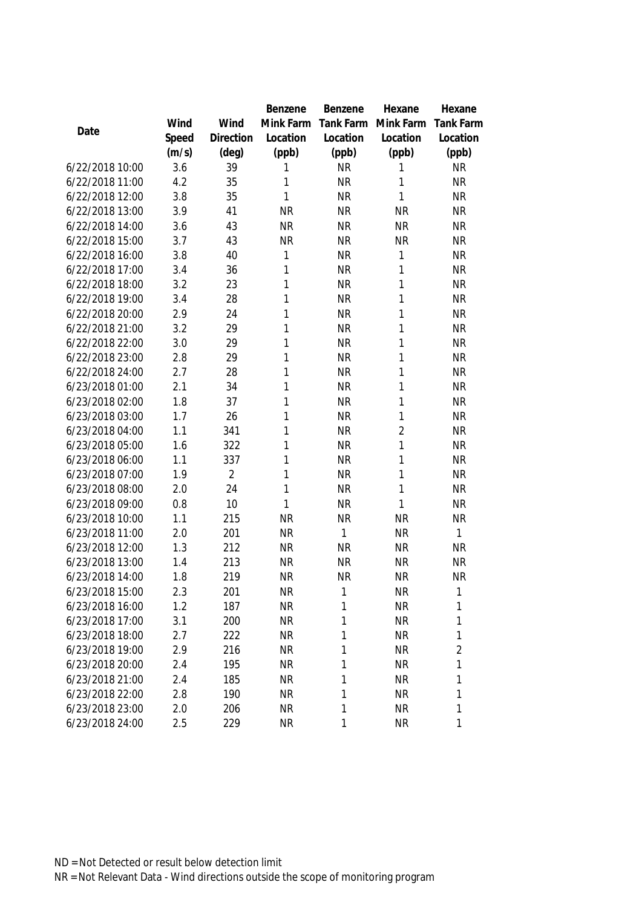| Date | Wind Speed (m/s) | Wind Direction (deg) | Benzene Mink Farm Location (ppb) | Benzene Tank Farm Location (ppb) | Hexane Mink Farm Location (ppb) | Hexane Tank Farm Location (ppb) |
|---|---|---|---|---|---|---|
| 6/22/2018 10:00 | 3.6 | 39 | 1 | NR | 1 | NR |
| 6/22/2018 11:00 | 4.2 | 35 | 1 | NR | 1 | NR |
| 6/22/2018 12:00 | 3.8 | 35 | 1 | NR | 1 | NR |
| 6/22/2018 13:00 | 3.9 | 41 | NR | NR | NR | NR |
| 6/22/2018 14:00 | 3.6 | 43 | NR | NR | NR | NR |
| 6/22/2018 15:00 | 3.7 | 43 | NR | NR | NR | NR |
| 6/22/2018 16:00 | 3.8 | 40 | 1 | NR | 1 | NR |
| 6/22/2018 17:00 | 3.4 | 36 | 1 | NR | 1 | NR |
| 6/22/2018 18:00 | 3.2 | 23 | 1 | NR | 1 | NR |
| 6/22/2018 19:00 | 3.4 | 28 | 1 | NR | 1 | NR |
| 6/22/2018 20:00 | 2.9 | 24 | 1 | NR | 1 | NR |
| 6/22/2018 21:00 | 3.2 | 29 | 1 | NR | 1 | NR |
| 6/22/2018 22:00 | 3.0 | 29 | 1 | NR | 1 | NR |
| 6/22/2018 23:00 | 2.8 | 29 | 1 | NR | 1 | NR |
| 6/22/2018 24:00 | 2.7 | 28 | 1 | NR | 1 | NR |
| 6/23/2018 01:00 | 2.1 | 34 | 1 | NR | 1 | NR |
| 6/23/2018 02:00 | 1.8 | 37 | 1 | NR | 1 | NR |
| 6/23/2018 03:00 | 1.7 | 26 | 1 | NR | 1 | NR |
| 6/23/2018 04:00 | 1.1 | 341 | 1 | NR | 2 | NR |
| 6/23/2018 05:00 | 1.6 | 322 | 1 | NR | 1 | NR |
| 6/23/2018 06:00 | 1.1 | 337 | 1 | NR | 1 | NR |
| 6/23/2018 07:00 | 1.9 | 2 | 1 | NR | 1 | NR |
| 6/23/2018 08:00 | 2.0 | 24 | 1 | NR | 1 | NR |
| 6/23/2018 09:00 | 0.8 | 10 | 1 | NR | 1 | NR |
| 6/23/2018 10:00 | 1.1 | 215 | NR | NR | NR | NR |
| 6/23/2018 11:00 | 2.0 | 201 | NR | 1 | NR | 1 |
| 6/23/2018 12:00 | 1.3 | 212 | NR | NR | NR | NR |
| 6/23/2018 13:00 | 1.4 | 213 | NR | NR | NR | NR |
| 6/23/2018 14:00 | 1.8 | 219 | NR | NR | NR | NR |
| 6/23/2018 15:00 | 2.3 | 201 | NR | 1 | NR | 1 |
| 6/23/2018 16:00 | 1.2 | 187 | NR | 1 | NR | 1 |
| 6/23/2018 17:00 | 3.1 | 200 | NR | 1 | NR | 1 |
| 6/23/2018 18:00 | 2.7 | 222 | NR | 1 | NR | 1 |
| 6/23/2018 19:00 | 2.9 | 216 | NR | 1 | NR | 2 |
| 6/23/2018 20:00 | 2.4 | 195 | NR | 1 | NR | 1 |
| 6/23/2018 21:00 | 2.4 | 185 | NR | 1 | NR | 1 |
| 6/23/2018 22:00 | 2.8 | 190 | NR | 1 | NR | 1 |
| 6/23/2018 23:00 | 2.0 | 206 | NR | 1 | NR | 1 |
| 6/23/2018 24:00 | 2.5 | 229 | NR | 1 | NR | 1 |

ND = Not Detected or result below detection limit

NR = Not Relevant Data - Wind directions outside the scope of monitoring program